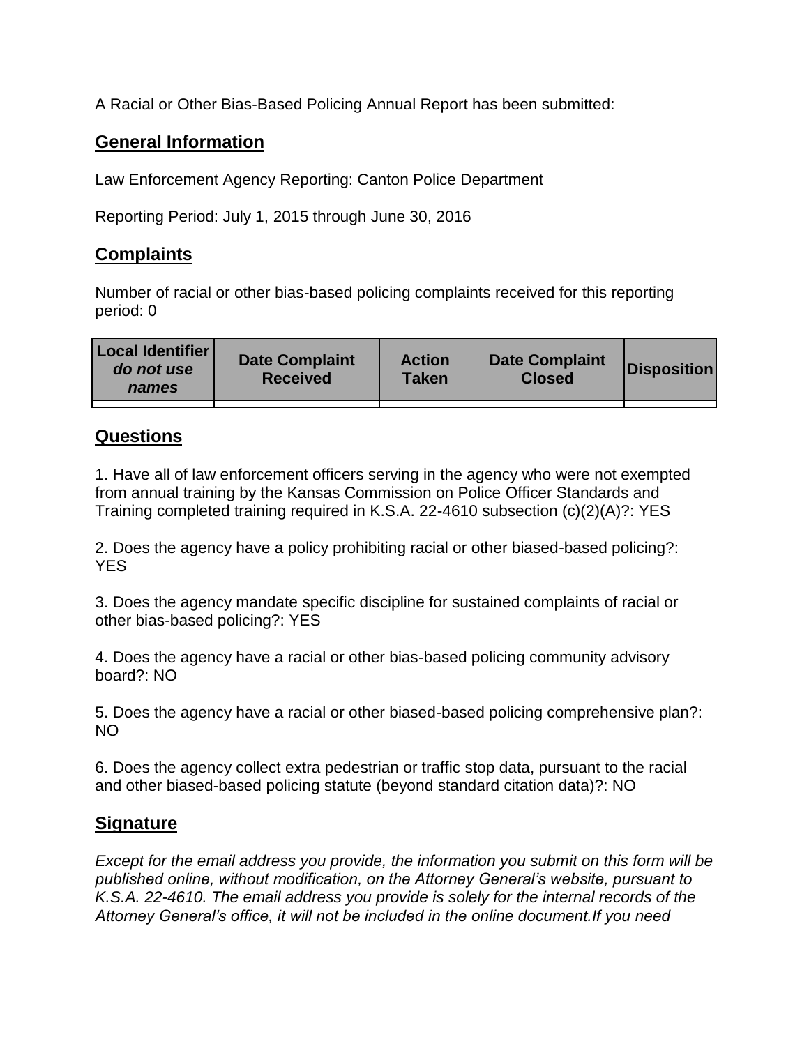A Racial or Other Bias-Based Policing Annual Report has been submitted:

## General Information

Law Enforcement Agency Reporting: Canton Police Department

Reporting Period: July 1, 2015 through June 30, 2016

## Complaints

Number of racial or other bias-based policing complaints received for this reporting period: 0

| Local Identifier *do not use names* | Date Complaint Received | Action Taken | Date Complaint Closed | Disposition |
|---|---|---|---|---|
| | | | | |

## Questions

1. Have all of law enforcement officers serving in the agency who were not exempted from annual training by the Kansas Commission on Police Officer Standards and Training completed training required in K.S.A. 22-4610 subsection (c)(2)(A)?: YES

2. Does the agency have a policy prohibiting racial or other biased-based policing?: YES

3. Does the agency mandate specific discipline for sustained complaints of racial or other bias-based policing?: YES

4. Does the agency have a racial or other bias-based policing community advisory board?: NO

5. Does the agency have a racial or other biased-based policing comprehensive plan?: NO

6. Does the agency collect extra pedestrian or traffic stop data, pursuant to the racial and other biased-based policing statute (beyond standard citation data)?: NO

## Signature

*Except for the email address you provide, the information you submit on this form will be published online, without modification, on the Attorney General's website, pursuant to K.S.A. 22-4610. The email address you provide is solely for the internal records of the Attorney General's office, it will not be included in the online document.If you need*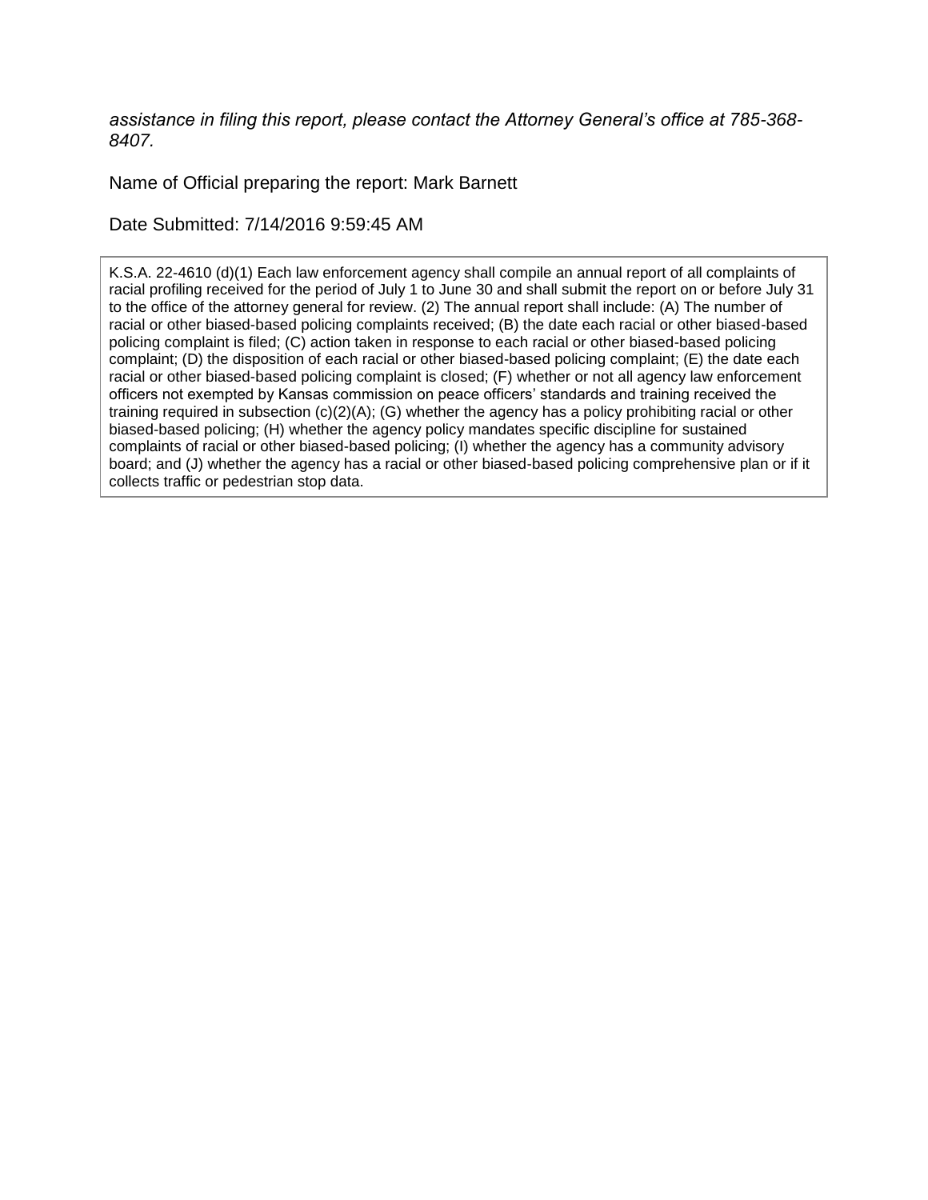*assistance in filing this report, please contact the Attorney General's office at 785-368-8407.*

Name of Official preparing the report: Mark Barnett

Date Submitted: 7/14/2016 9:59:45 AM

K.S.A. 22-4610 (d)(1) Each law enforcement agency shall compile an annual report of all complaints of racial profiling received for the period of July 1 to June 30 and shall submit the report on or before July 31 to the office of the attorney general for review. (2) The annual report shall include: (A) The number of racial or other biased-based policing complaints received; (B) the date each racial or other biased-based policing complaint is filed; (C) action taken in response to each racial or other biased-based policing complaint; (D) the disposition of each racial or other biased-based policing complaint; (E) the date each racial or other biased-based policing complaint is closed; (F) whether or not all agency law enforcement officers not exempted by Kansas commission on peace officers' standards and training received the training required in subsection (c)(2)(A); (G) whether the agency has a policy prohibiting racial or other biased-based policing; (H) whether the agency policy mandates specific discipline for sustained complaints of racial or other biased-based policing; (I) whether the agency has a community advisory board; and (J) whether the agency has a racial or other biased-based policing comprehensive plan or if it collects traffic or pedestrian stop data.